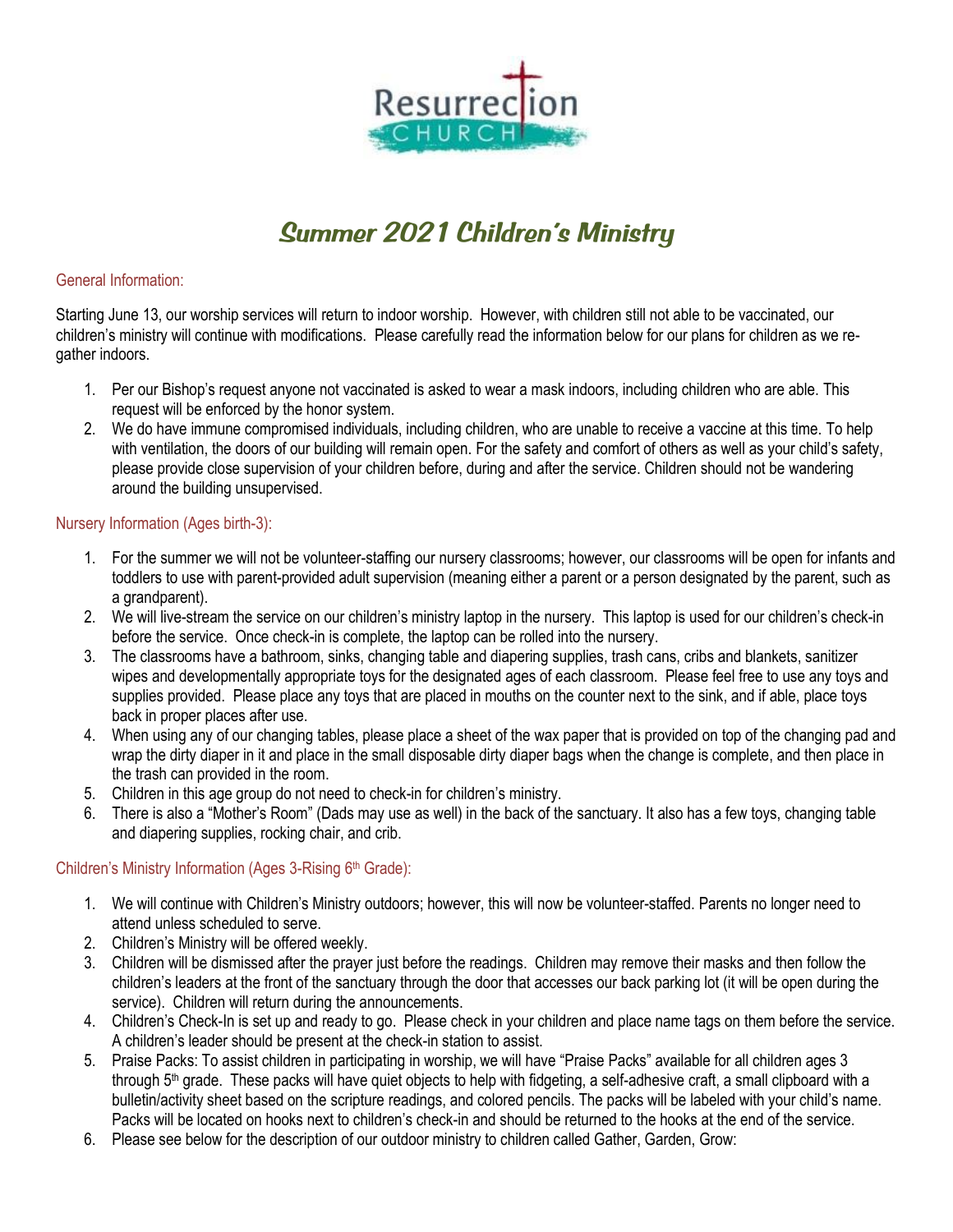Resurrection CHURCH

# Summer 2021 Children's Ministry

## General Information:

Starting June 13, our worship services will return to indoor worship. However, with children still not able to be vaccinated, our children's ministry will continue with modifications. Please carefully read the information below for our plans for children as we re-gather indoors.

1. Per our Bishop's request anyone not vaccinated is asked to wear a mask indoors, including children who are able. This request will be enforced by the honor system.
2. We do have immune compromised individuals, including children, who are unable to receive a vaccine at this time. To help with ventilation, the doors of our building will remain open. For the safety and comfort of others as well as your child's safety, please provide close supervision of your children before, during and after the service. Children should not be wandering around the building unsupervised.

## Nursery Information (Ages birth-3):

1. For the summer we will not be volunteer-staffing our nursery classrooms; however, our classrooms will be open for infants and toddlers to use with parent-provided adult supervision (meaning either a parent or a person designated by the parent, such as a grandparent).
2. We will live-stream the service on our children's ministry laptop in the nursery. This laptop is used for our children's check-in before the service. Once check-in is complete, the laptop can be rolled into the nursery.
3. The classrooms have a bathroom, sinks, changing table and diapering supplies, trash cans, cribs and blankets, sanitizer wipes and developmentally appropriate toys for the designated ages of each classroom. Please feel free to use any toys and supplies provided. Please place any toys that are placed in mouths on the counter next to the sink, and if able, place toys back in proper places after use.
4. When using any of our changing tables, please place a sheet of the wax paper that is provided on top of the changing pad and wrap the dirty diaper in it and place in the small disposable dirty diaper bags when the change is complete, and then place in the trash can provided in the room.
5. Children in this age group do not need to check-in for children's ministry.
6. There is also a "Mother's Room" (Dads may use as well) in the back of the sanctuary. It also has a few toys, changing table and diapering supplies, rocking chair, and crib.

## Children's Ministry Information (Ages 3-Rising 6th Grade):

1. We will continue with Children's Ministry outdoors; however, this will now be volunteer-staffed. Parents no longer need to attend unless scheduled to serve.
2. Children's Ministry will be offered weekly.
3. Children will be dismissed after the prayer just before the readings. Children may remove their masks and then follow the children's leaders at the front of the sanctuary through the door that accesses our back parking lot (it will be open during the service). Children will return during the announcements.
4. Children's Check-In is set up and ready to go. Please check in your children and place name tags on them before the service. A children's leader should be present at the check-in station to assist.
5. Praise Packs: To assist children in participating in worship, we will have "Praise Packs" available for all children ages 3 through 5th grade. These packs will have quiet objects to help with fidgeting, a self-adhesive craft, a small clipboard with a bulletin/activity sheet based on the scripture readings, and colored pencils. The packs will be labeled with your child's name. Packs will be located on hooks next to children's check-in and should be returned to the hooks at the end of the service.
6. Please see below for the description of our outdoor ministry to children called Gather, Garden, Grow: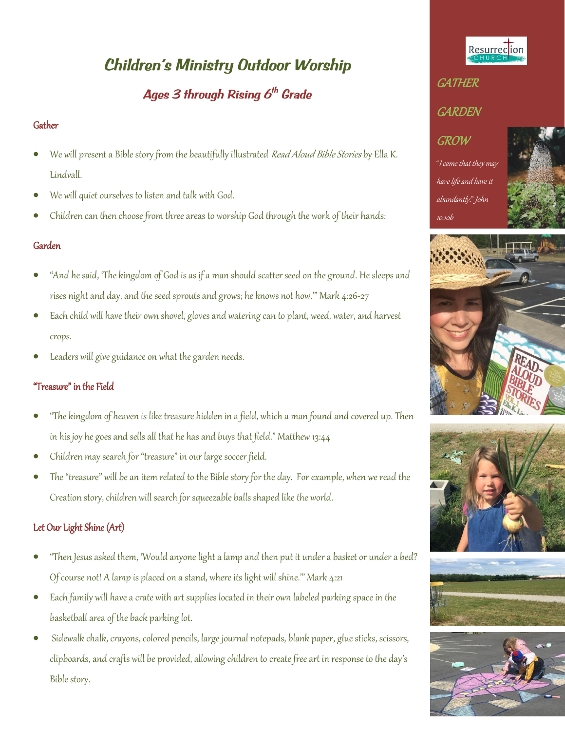# Children's Ministry Outdoor Worship

## Ages 3 through Rising 6th Grade

### Gather

- We will present a Bible story from the beautifully illustrated *Read Aloud Bible Stories* by Ella K. Lindvall.
- We will quiet ourselves to listen and talk with God.
- Children can then choose from three areas to worship God through the work of their hands:

### Garden

- "And he said, 'The kingdom of God is as if a man should scatter seed on the ground. He sleeps and rises night and day, and the seed sprouts and grows; he knows not how.'" Mark 4:26-27
- Each child will have their own shovel, gloves and watering can to plant, weed, water, and harvest crops.
- Leaders will give guidance on what the garden needs.

### "Treasure" in the Field

- "The kingdom of heaven is like treasure hidden in a field, which a man found and covered up. Then in his joy he goes and sells all that he has and buys that field." Matthew 13:44
- Children may search for "treasure" in our large soccer field.
- The "treasure" will be an item related to the Bible story for the day. For example, when we read the Creation story, children will search for squeezable balls shaped like the world.

### Let Our Light Shine (Art)

- "Then Jesus asked them, 'Would anyone light a lamp and then put it under a basket or under a bed? Of course not! A lamp is placed on a stand, where its light will shine.'" Mark 4:21
- Each family will have a crate with art supplies located in their own labeled parking space in the basketball area of the back parking lot.
- Sidewalk chalk, crayons, colored pencils, large journal notepads, blank paper, glue sticks, scissors, clipboards, and crafts will be provided, allowing children to create free art in response to the day's Bible story.

Resurrection CHURCH

GATHER

GARDEN

GROW

*"I came that they may have life and have it abundantly." John 10:10b*